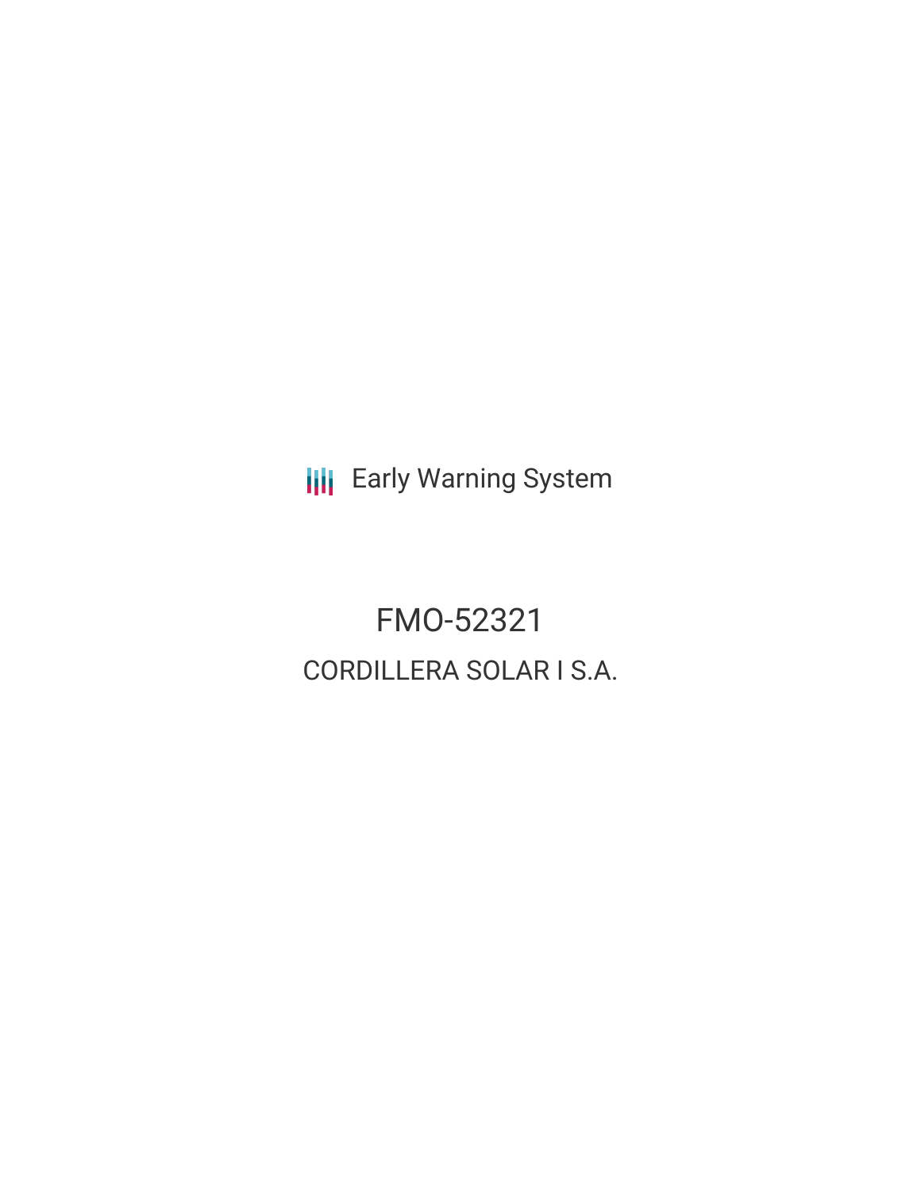Early Warning System

# FMO-52321

## CORDILLERA SOLAR I S.A.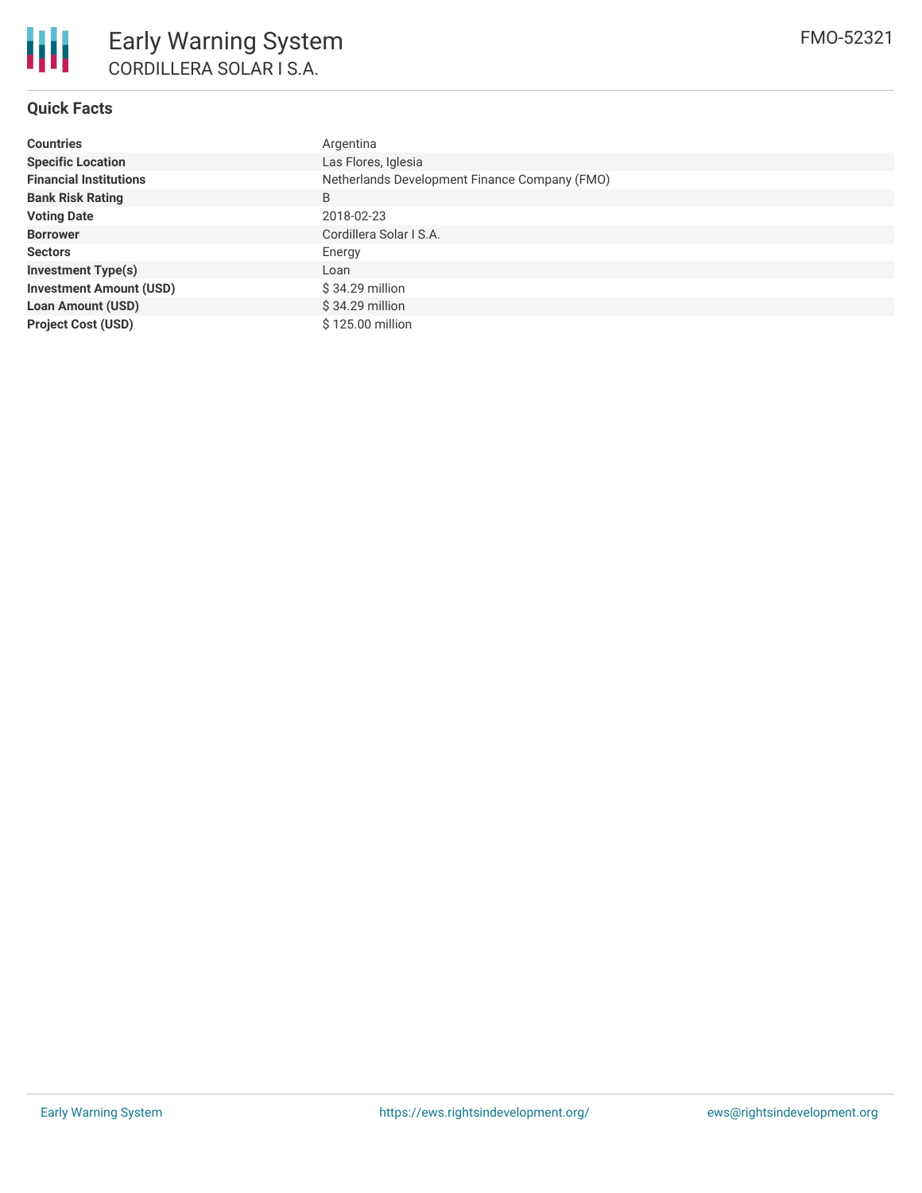# Early Warning System

CORDILLERA SOLAR I S.A.

FMO-52321

## Quick Facts

| | |
|---|---|
| **Countries** | Argentina |
| **Specific Location** | Las Flores, Iglesia |
| **Financial Institutions** | Netherlands Development Finance Company (FMO) |
| **Bank Risk Rating** | B |
| **Voting Date** | 2018-02-23 |
| **Borrower** | Cordillera Solar I S.A. |
| **Sectors** | Energy |
| **Investment Type(s)** | Loan |
| **Investment Amount (USD)** | $ 34.29 million |
| **Loan Amount (USD)** | $ 34.29 million |
| **Project Cost (USD)** | $ 125.00 million |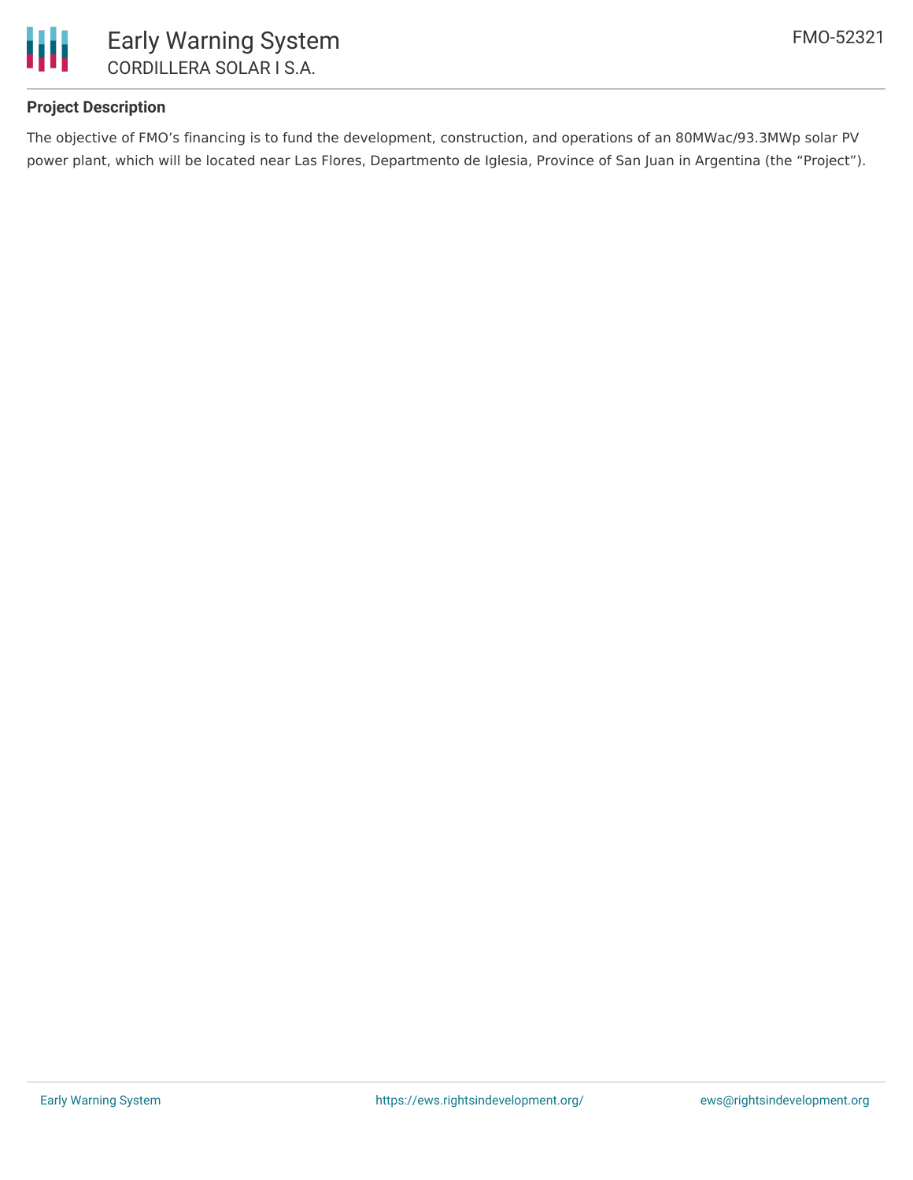### Project Description

The objective of FMO's financing is to fund the development, construction, and operations of an 80MWac/93.3MWp solar PV power plant, which will be located near Las Flores, Departmento de Iglesia, Province of San Juan in Argentina (the "Project").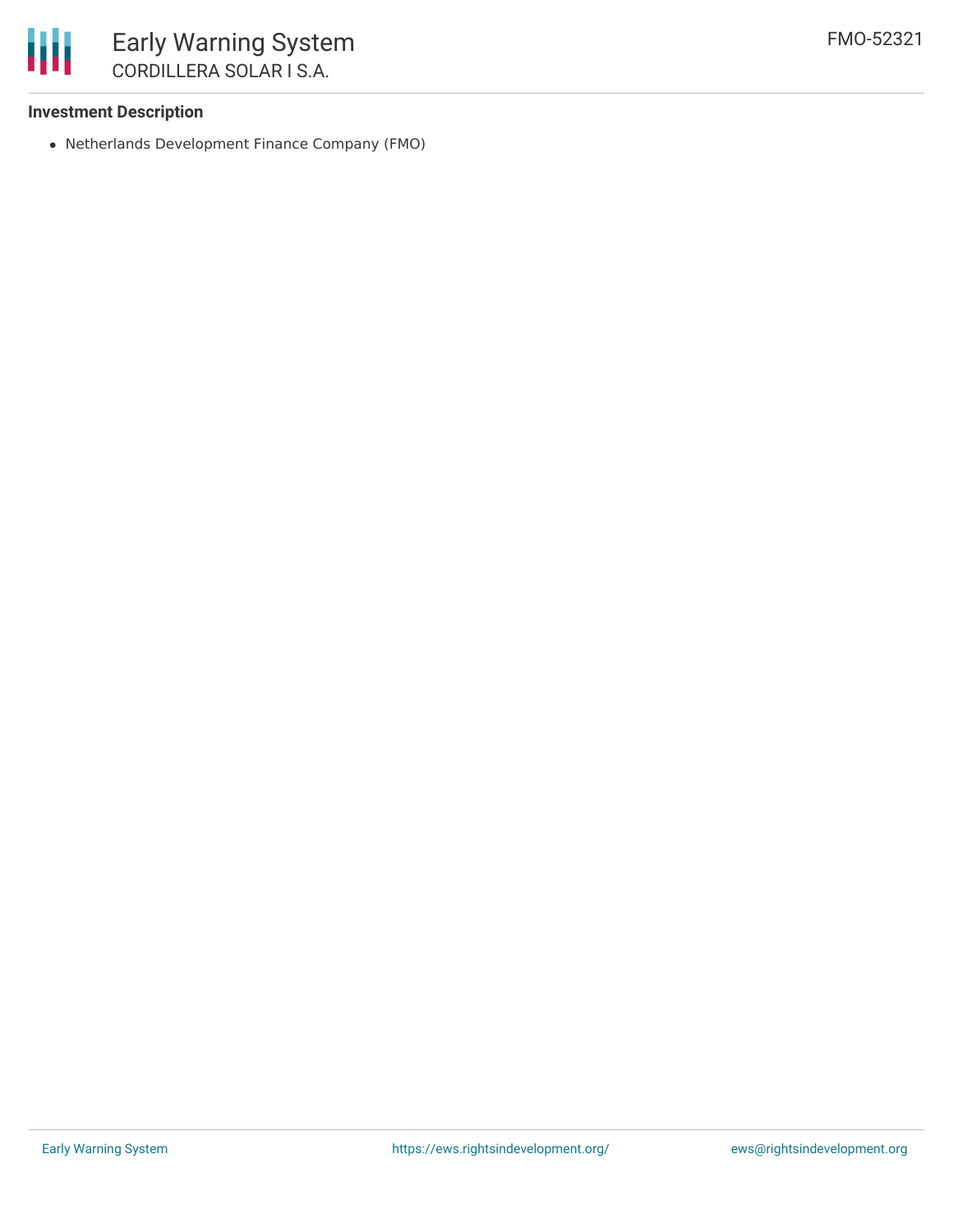**Investment Description**

- Netherlands Development Finance Company (FMO)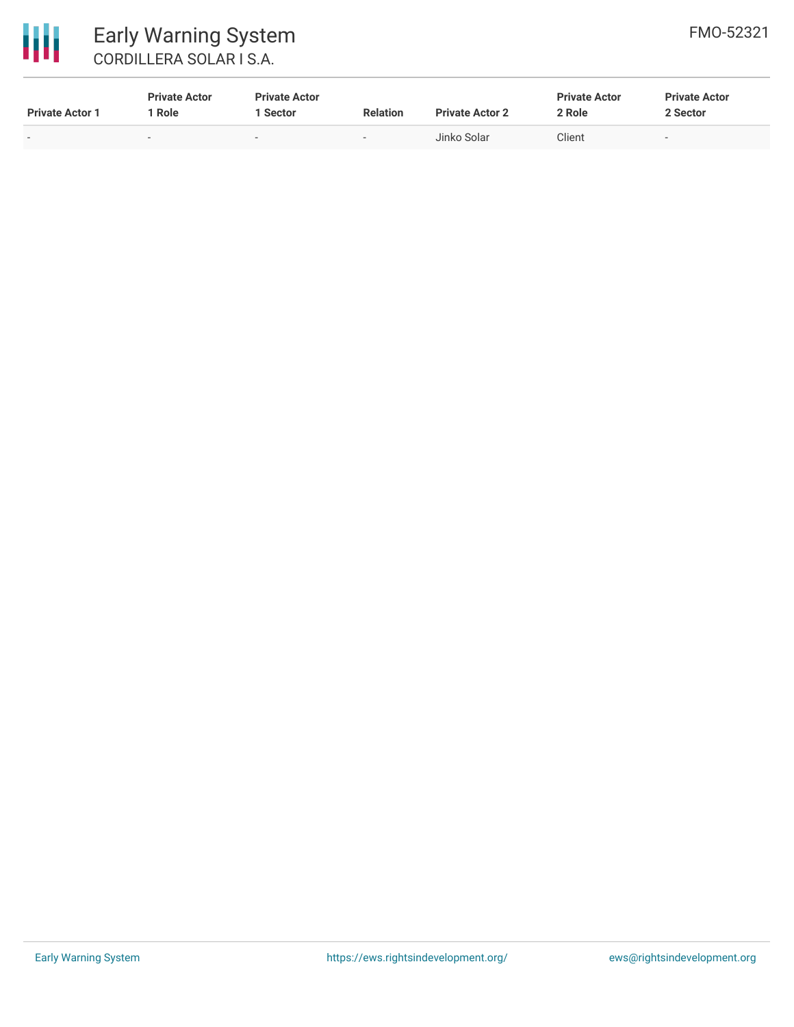| Private Actor 1 | Private Actor 1 Role | Private Actor 1 Sector | Relation | Private Actor 2 | Private Actor 2 Role | Private Actor 2 Sector |
|---|---|---|---|---|---|---|
| - | - | - | - | Jinko Solar | Client | - |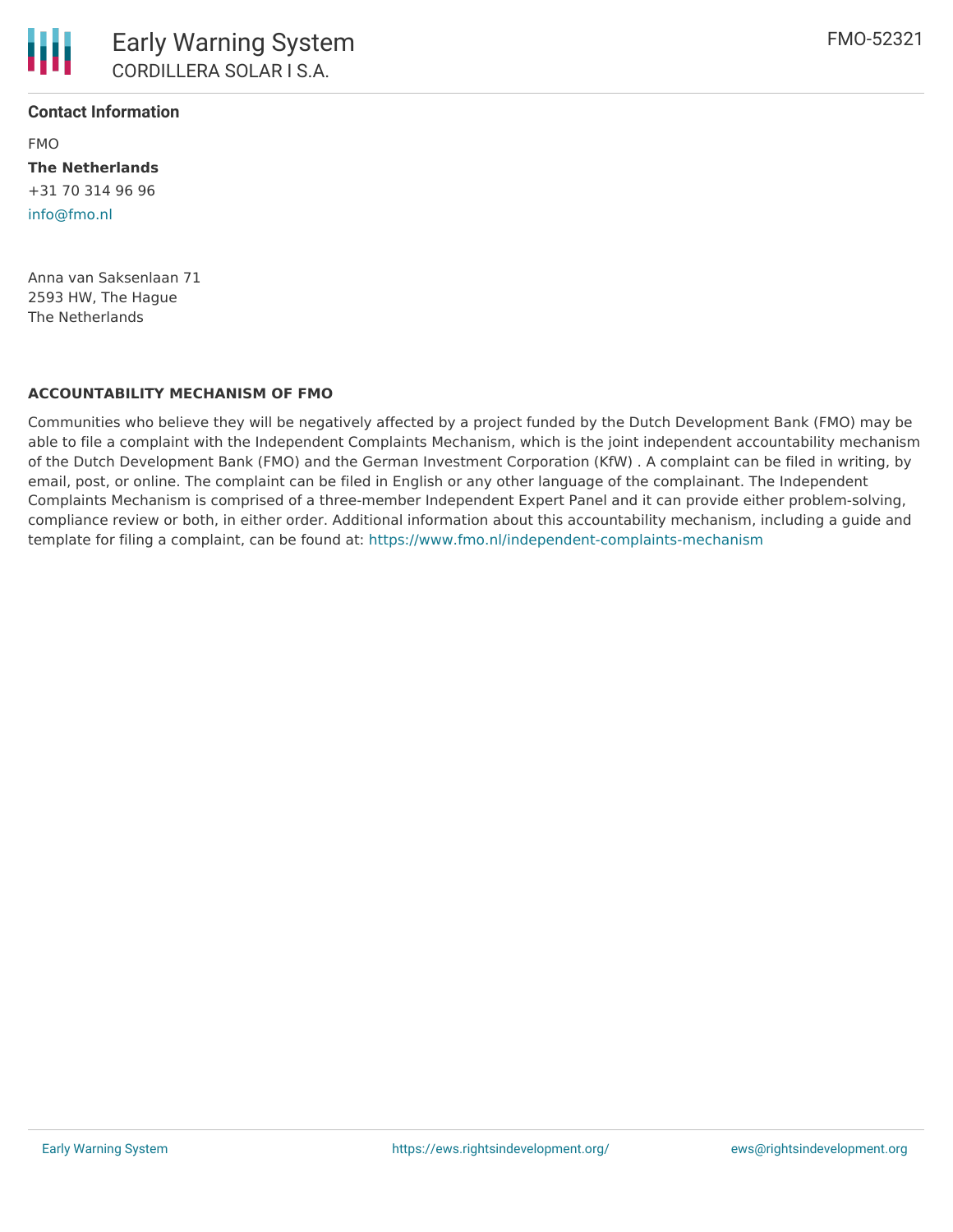**Contact Information**

FMO

**The Netherlands**

+31 70 314 96 96

info@fmo.nl

Anna van Saksenlaan 71
2593 HW, The Hague
The Netherlands

**ACCOUNTABILITY MECHANISM OF FMO**

Communities who believe they will be negatively affected by a project funded by the Dutch Development Bank (FMO) may be able to file a complaint with the Independent Complaints Mechanism, which is the joint independent accountability mechanism of the Dutch Development Bank (FMO) and the German Investment Corporation (KfW) . A complaint can be filed in writing, by email, post, or online. The complaint can be filed in English or any other language of the complainant. The Independent Complaints Mechanism is comprised of a three-member Independent Expert Panel and it can provide either problem-solving, compliance review or both, in either order. Additional information about this accountability mechanism, including a guide and template for filing a complaint, can be found at: https://www.fmo.nl/independent-complaints-mechanism